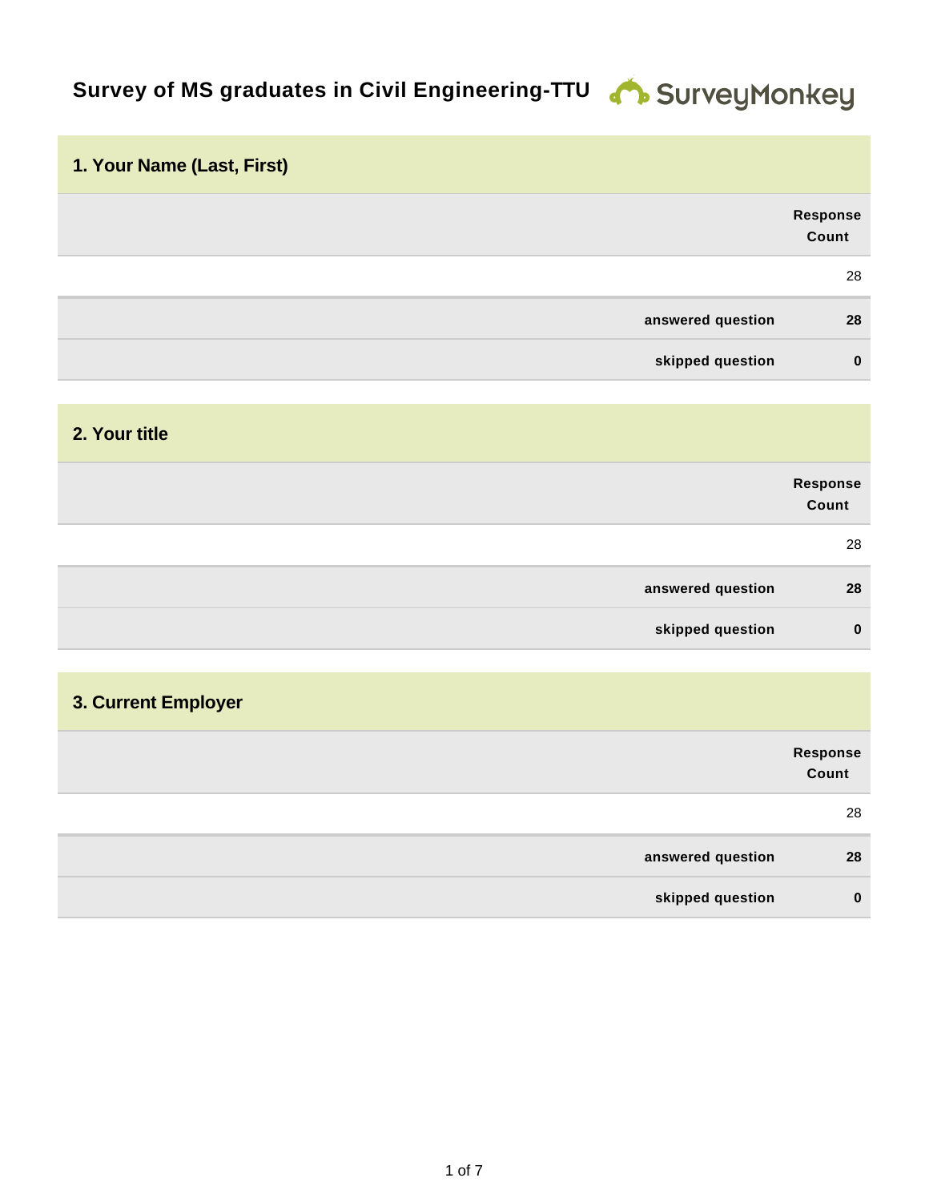# Survey of MS graduates in Civil Engineering-TTU

SurveyMonkey

## 1. Your Name (Last, First)

| | Response Count |
|---|---|
| | 28 |
| **answered question** | **28** |
| **skipped question** | **0** |

## 2. Your title

| | Response Count |
|---|---|
| | 28 |
| **answered question** | **28** |
| **skipped question** | **0** |

## 3. Current Employer

| | Response Count |
|---|---|
| | 28 |
| **answered question** | **28** |
| **skipped question** | **0** |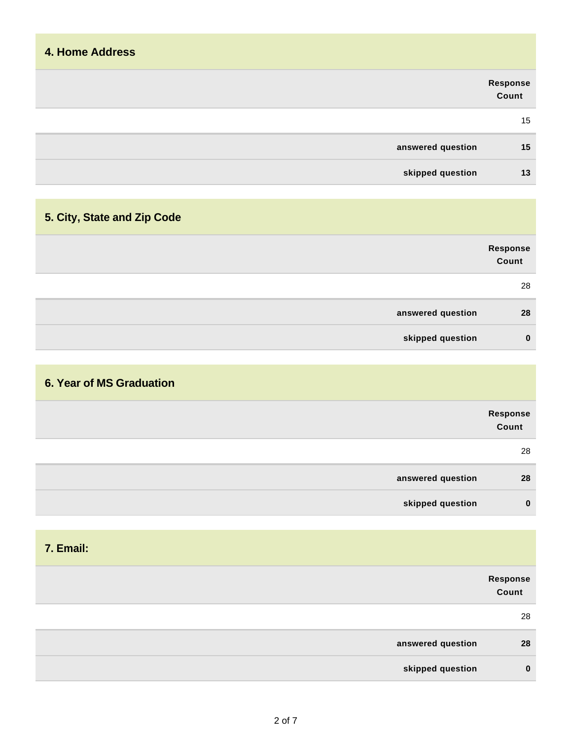## 4. Home Address

| | Response Count |
|---|---|
| | 15 |
| **answered question** | **15** |
| **skipped question** | **13** |

## 5. City, State and Zip Code

| | Response Count |
|---|---|
| | 28 |
| **answered question** | **28** |
| **skipped question** | **0** |

## 6. Year of MS Graduation

| | Response Count |
|---|---|
| | 28 |
| **answered question** | **28** |
| **skipped question** | **0** |

## 7. Email:

| | Response Count |
|---|---|
| | 28 |
| **answered question** | **28** |
| **skipped question** | **0** |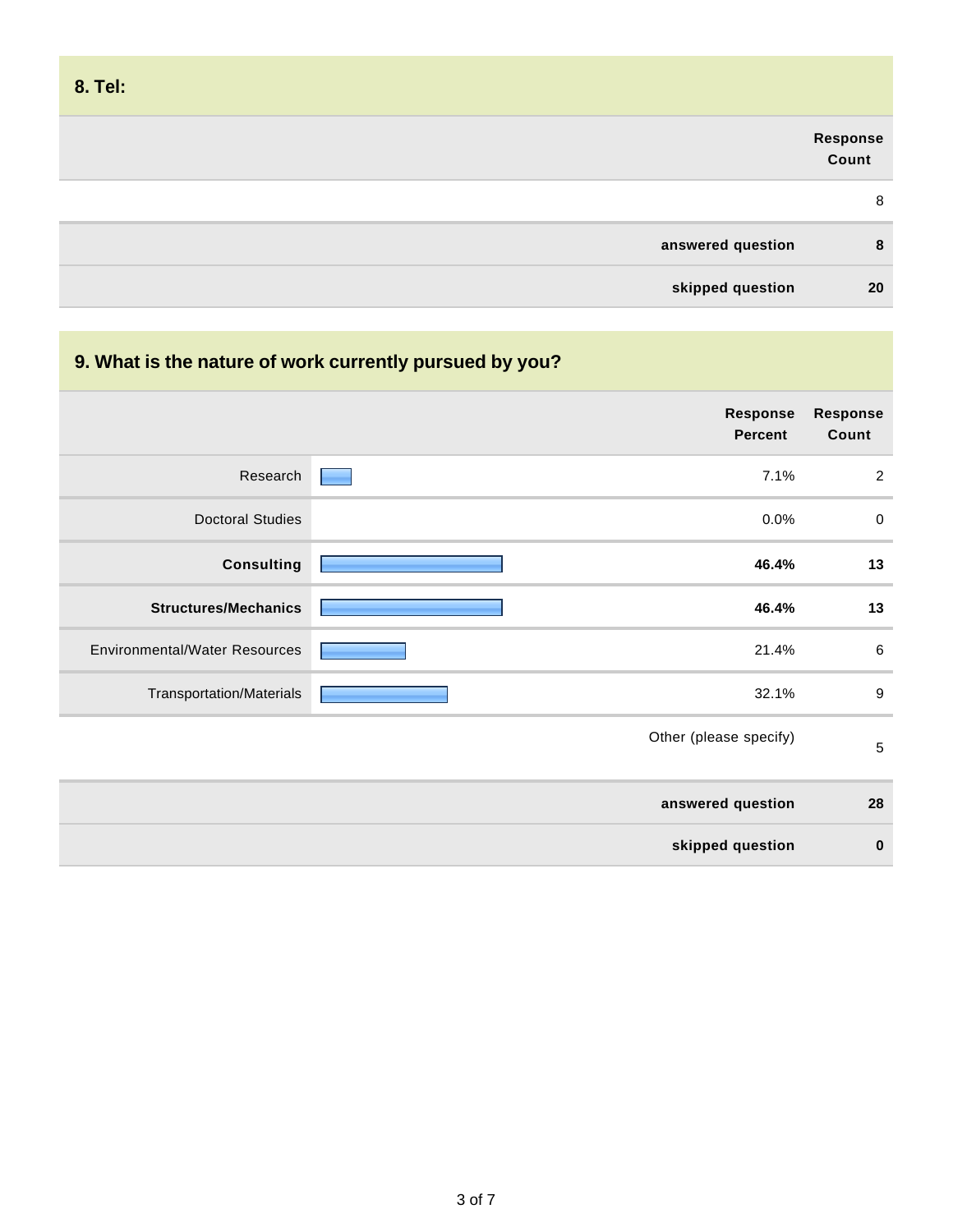## 8. Tel:

| | Response Count |
|---|---|
| | 8 |
| answered question | 8 |
| skipped question | 20 |

## 9. What is the nature of work currently pursued by you?

| | Response Percent | Response Count |
|---|---|---|
| Research | 7.1% | 2 |
| Doctoral Studies | 0.0% | 0 |
| **Consulting** | **46.4%** | **13** |
| **Structures/Mechanics** | **46.4%** | **13** |
| Environmental/Water Resources | 21.4% | 6 |
| Transportation/Materials | 32.1% | 9 |
| | Other (please specify) | 5 |
| | answered question | 28 |
| | skipped question | 0 |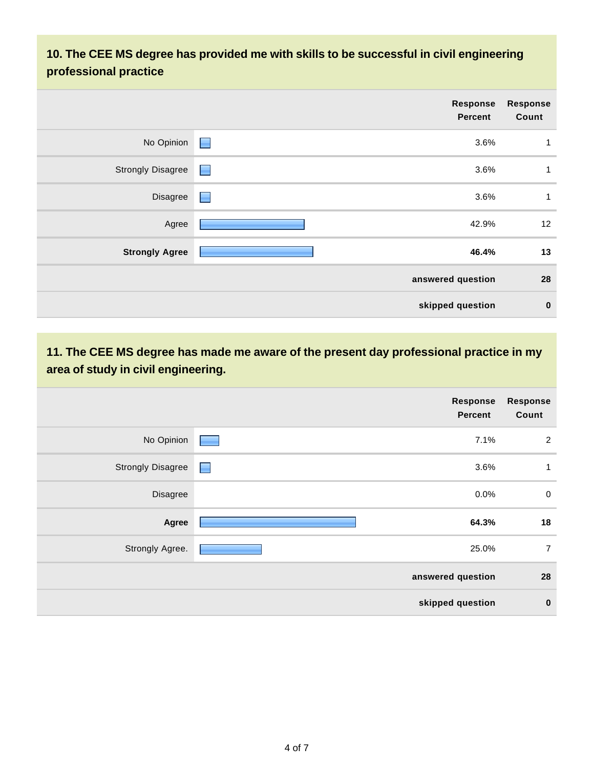### 10. The CEE MS degree has provided me with skills to be successful in civil engineering professional practice

| | Response Percent | Response Count |
|---|---|---|
| No Opinion | 3.6% | 1 |
| Strongly Disagree | 3.6% | 1 |
| Disagree | 3.6% | 1 |
| Agree | 42.9% | 12 |
| **Strongly Agree** | **46.4%** | **13** |
| | **answered question** | **28** |
| | **skipped question** | **0** |

### 11. The CEE MS degree has made me aware of the present day professional practice in my area of study in civil engineering.

| | Response Percent | Response Count |
|---|---|---|
| No Opinion | 7.1% | 2 |
| Strongly Disagree | 3.6% | 1 |
| Disagree | 0.0% | 0 |
| **Agree** | **64.3%** | **18** |
| Strongly Agree. | 25.0% | 7 |
| | **answered question** | **28** |
| | **skipped question** | **0** |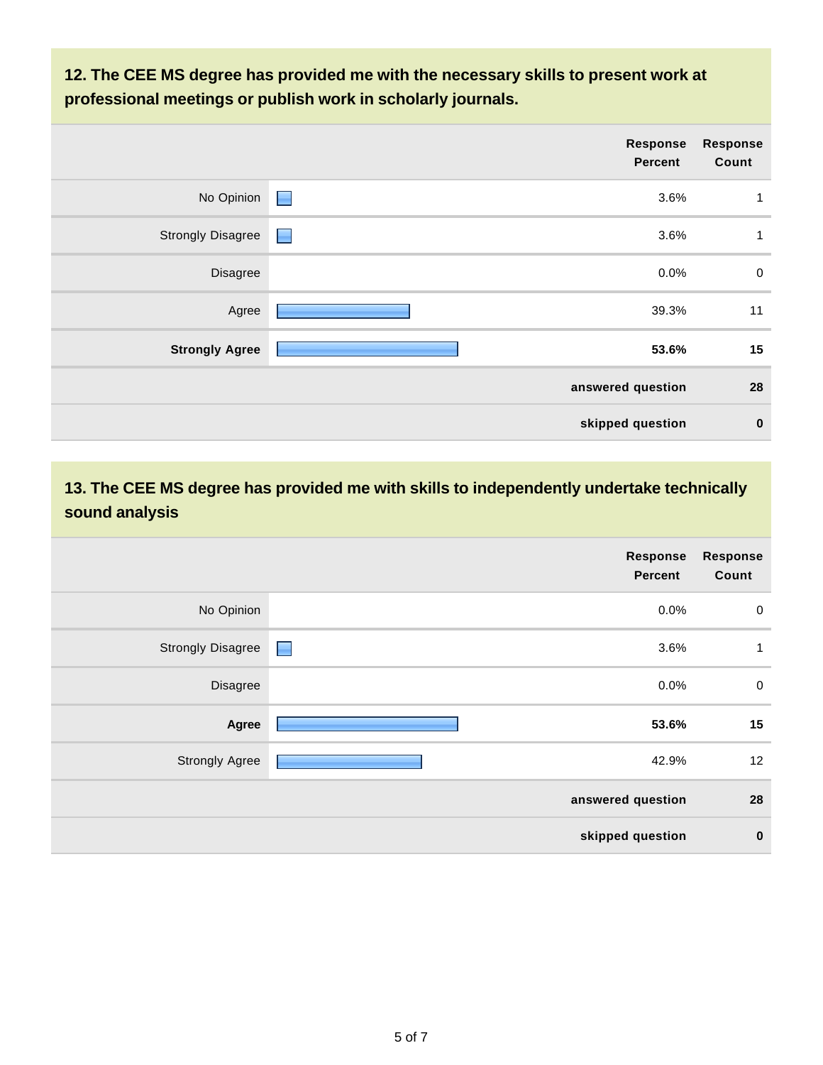### 12. The CEE MS degree has provided me with the necessary skills to present work at professional meetings or publish work in scholarly journals.

| | Response Percent | Response Count |
|---|---|---|
| No Opinion | 3.6% | 1 |
| Strongly Disagree | 3.6% | 1 |
| Disagree | 0.0% | 0 |
| Agree | 39.3% | 11 |
| **Strongly Agree** | **53.6%** | **15** |
| | **answered question** | **28** |
| | **skipped question** | **0** |

### 13. The CEE MS degree has provided me with skills to independently undertake technically sound analysis

| | Response Percent | Response Count |
|---|---|---|
| No Opinion | 0.0% | 0 |
| Strongly Disagree | 3.6% | 1 |
| Disagree | 0.0% | 0 |
| **Agree** | **53.6%** | **15** |
| Strongly Agree | 42.9% | 12 |
| | **answered question** | **28** |
| | **skipped question** | **0** |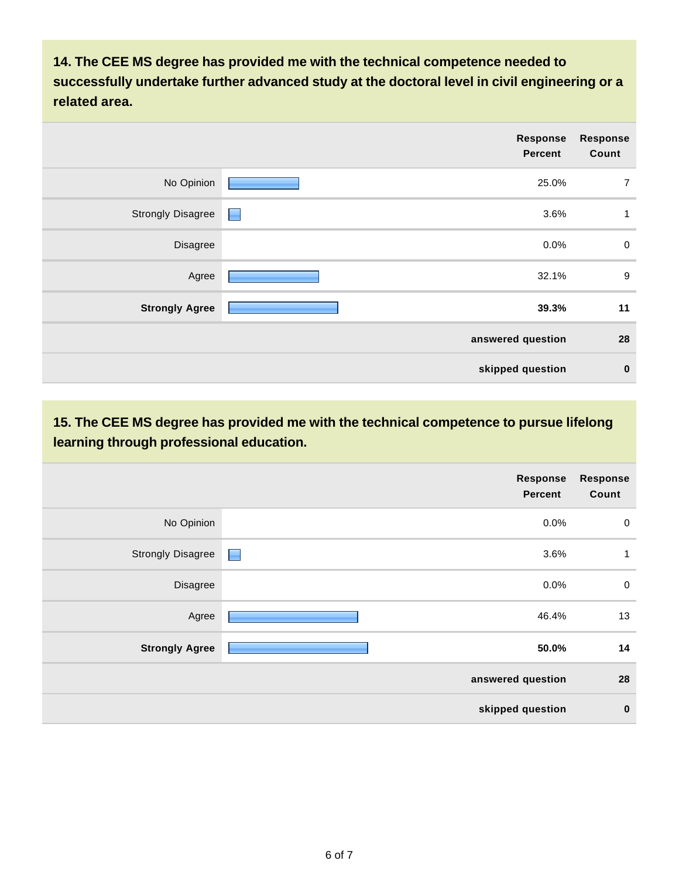**14. The CEE MS degree has provided me with the technical competence needed to successfully undertake further advanced study at the doctoral level in civil engineering or a related area.**

| | Response Percent | Response Count |
|---|---|---|
| No Opinion | 25.0% | 7 |
| Strongly Disagree | 3.6% | 1 |
| Disagree | 0.0% | 0 |
| Agree | 32.1% | 9 |
| **Strongly Agree** | **39.3%** | **11** |
| | **answered question** | **28** |
| | **skipped question** | **0** |

**15. The CEE MS degree has provided me with the technical competence to pursue lifelong learning through professional education.**

| | Response Percent | Response Count |
|---|---|---|
| No Opinion | 0.0% | 0 |
| Strongly Disagree | 3.6% | 1 |
| Disagree | 0.0% | 0 |
| Agree | 46.4% | 13 |
| **Strongly Agree** | **50.0%** | **14** |
| | **answered question** | **28** |
| | **skipped question** | **0** |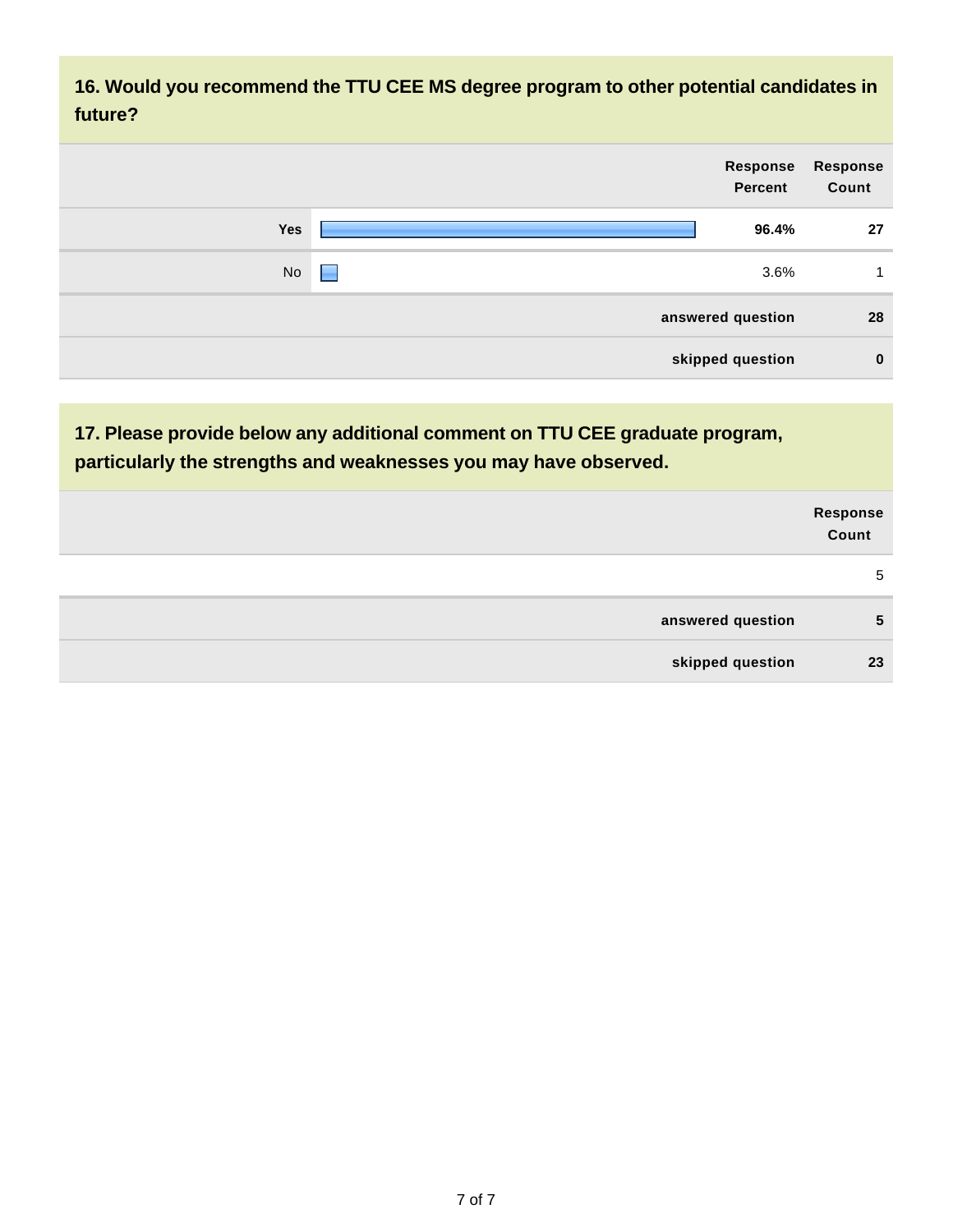**16. Would you recommend the TTU CEE MS degree program to other potential candidates in future?**

| | Response Percent | Response Count |
|---|---|---|
| **Yes** | **96.4%** | **27** |
| No | 3.6% | 1 |
| | **answered question** | **28** |
| | **skipped question** | **0** |

**17. Please provide below any additional comment on TTU CEE graduate program, particularly the strengths and weaknesses you may have observed.**

| | Response Count |
|---|---|
| | 5 |
| **answered question** | **5** |
| **skipped question** | **23** |